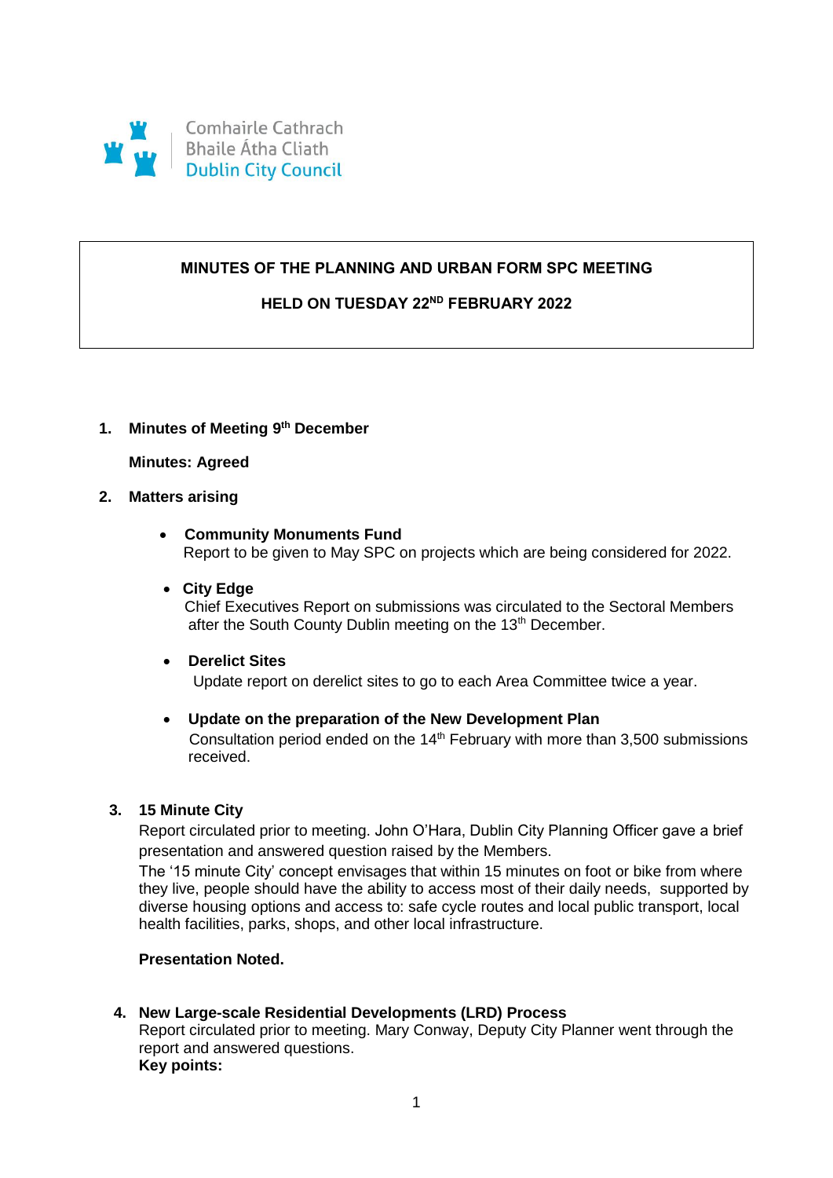Comhairle Cathrach Bhaile Átha Cliath
Dublin City Council

**MINUTES OF THE PLANNING AND URBAN FORM SPC MEETING**

**HELD ON TUESDAY 22ND FEBRUARY 2022**

1. **Minutes of Meeting 9th December**

   **Minutes: Agreed**

2. **Matters arising**

   - **Community Monuments Fund**
     Report to be given to May SPC on projects which are being considered for 2022.

   - **City Edge**
     Chief Executives Report on submissions was circulated to the Sectoral Members after the South County Dublin meeting on the 13th December.

   - **Derelict Sites**
     Update report on derelict sites to go to each Area Committee twice a year.

   - **Update on the preparation of the New Development Plan**
     Consultation period ended on the 14th February with more than 3,500 submissions received.

3. **15 Minute City**
   Report circulated prior to meeting. John O'Hara, Dublin City Planning Officer gave a brief presentation and answered question raised by the Members.
   The '15 minute City' concept envisages that within 15 minutes on foot or bike from where they live, people should have the ability to access most of their daily needs, supported by diverse housing options and access to: safe cycle routes and local public transport, local health facilities, parks, shops, and other local infrastructure.

   **Presentation Noted.**

4. **New Large-scale Residential Developments (LRD) Process**
   Report circulated prior to meeting. Mary Conway, Deputy City Planner went through the report and answered questions.
   **Key points:**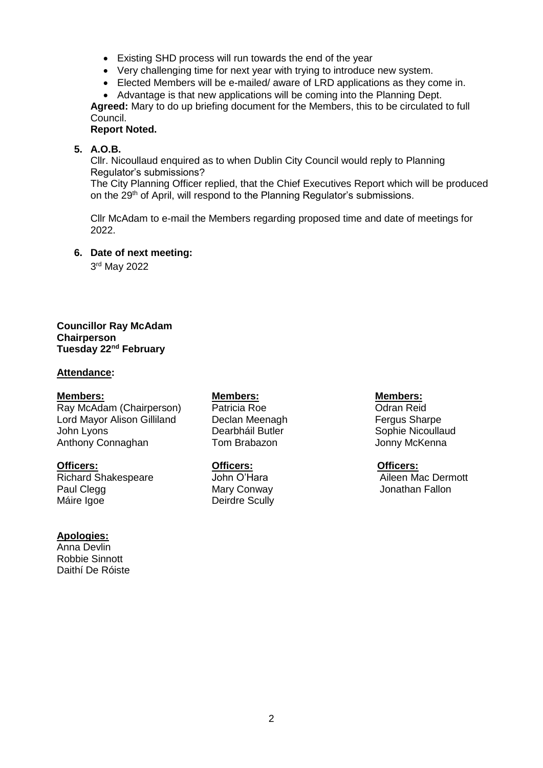- Existing SHD process will run towards the end of the year
- Very challenging time for next year with trying to introduce new system.
- Elected Members will be e-mailed/ aware of LRD applications as they come in.
- Advantage is that new applications will be coming into the Planning Dept.

**Agreed:** Mary to do up briefing document for the Members, this to be circulated to full Council.

**Report Noted.**

**5. A.O.B.**

Cllr. Nicoullaud enquired as to when Dublin City Council would reply to Planning Regulator's submissions?

The City Planning Officer replied, that the Chief Executives Report which will be produced on the 29th of April, will respond to the Planning Regulator's submissions.

Cllr McAdam to e-mail the Members regarding proposed time and date of meetings for 2022.

**6. Date of next meeting:**

3rd May 2022

**Councillor Ray McAdam**
**Chairperson**
**Tuesday 22nd February**

**Attendance:**

| **Members:** | **Members:** | **Members:** |
|---|---|---|
| Ray McAdam (Chairperson) | Patricia Roe | Odran Reid |
| Lord Mayor Alison Gilliland | Declan Meenagh | Fergus Sharpe |
| John Lyons | Dearbháil Butler | Sophie Nicoullaud |
| Anthony Connaghan | Tom Brabazon | Jonny McKenna |

| **Officers:** | **Officers:** | **Officers:** |
|---|---|---|
| Richard Shakespeare | John O'Hara | Aileen Mac Dermott |
| Paul Clegg | Mary Conway | Jonathan Fallon |
| Máire Igoe | Deirdre Scully | |

**Apologies:**

Anna Devlin
Robbie Sinnott
Daithí De Róiste